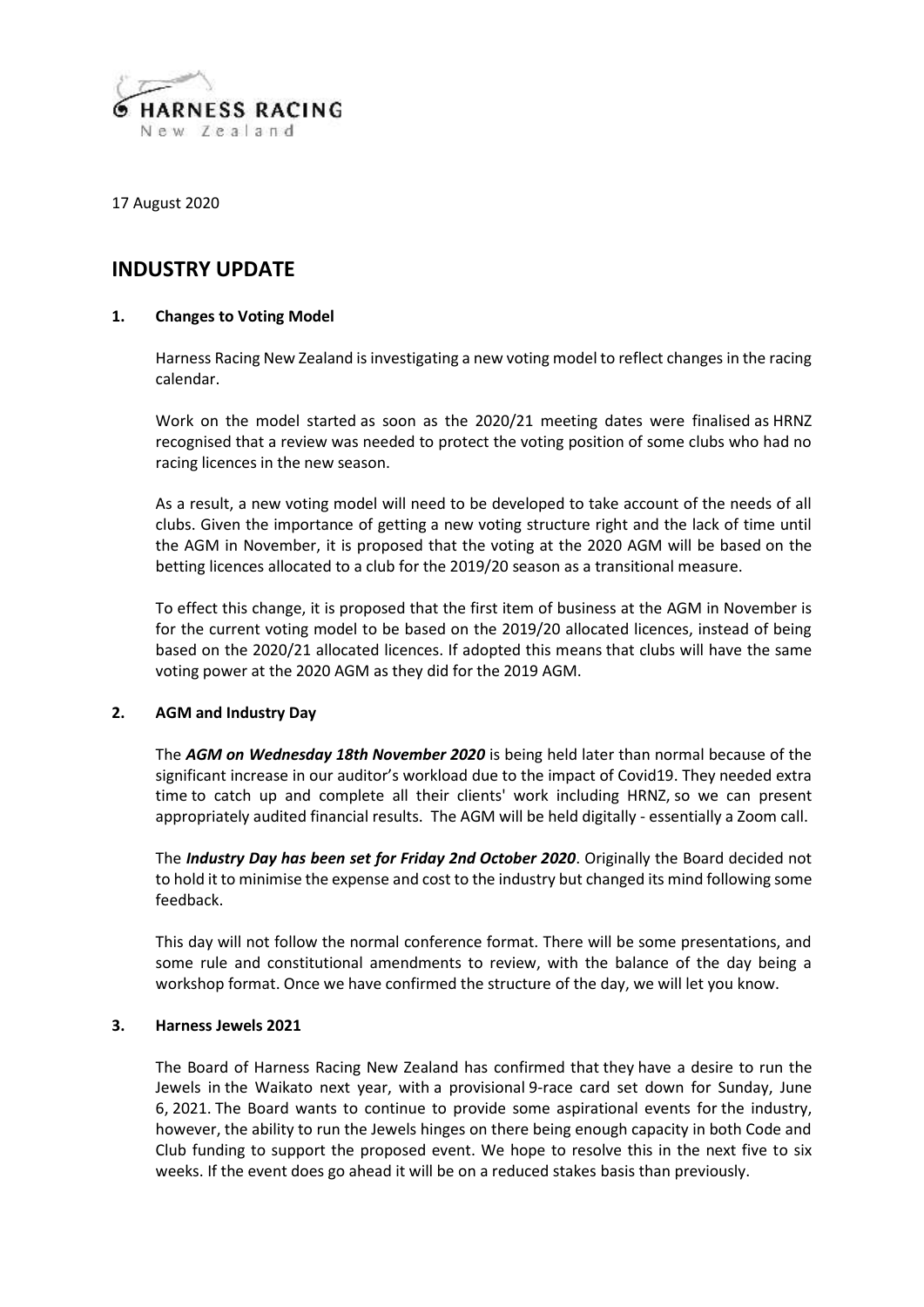HARNESS RACING
New Zealand

17 August 2020

# INDUSTRY UPDATE

## 1. Changes to Voting Model

Harness Racing New Zealand is investigating a new voting model to reflect changes in the racing calendar.

Work on the model started as soon as the 2020/21 meeting dates were finalised as HRNZ recognised that a review was needed to protect the voting position of some clubs who had no racing licences in the new season.

As a result, a new voting model will need to be developed to take account of the needs of all clubs. Given the importance of getting a new voting structure right and the lack of time until the AGM in November, it is proposed that the voting at the 2020 AGM will be based on the betting licences allocated to a club for the 2019/20 season as a transitional measure.

To effect this change, it is proposed that the first item of business at the AGM in November is for the current voting model to be based on the 2019/20 allocated licences, instead of being based on the 2020/21 allocated licences. If adopted this means that clubs will have the same voting power at the 2020 AGM as they did for the 2019 AGM.

## 2. AGM and Industry Day

The ***AGM on Wednesday 18th November 2020*** is being held later than normal because of the significant increase in our auditor's workload due to the impact of Covid19. They needed extra time to catch up and complete all their clients' work including HRNZ, so we can present appropriately audited financial results. The AGM will be held digitally - essentially a Zoom call.

The ***Industry Day has been set for Friday 2nd October 2020***. Originally the Board decided not to hold it to minimise the expense and cost to the industry but changed its mind following some feedback.

This day will not follow the normal conference format. There will be some presentations, and some rule and constitutional amendments to review, with the balance of the day being a workshop format. Once we have confirmed the structure of the day, we will let you know.

## 3. Harness Jewels 2021

The Board of Harness Racing New Zealand has confirmed that they have a desire to run the Jewels in the Waikato next year, with a provisional 9-race card set down for Sunday, June 6, 2021. The Board wants to continue to provide some aspirational events for the industry, however, the ability to run the Jewels hinges on there being enough capacity in both Code and Club funding to support the proposed event. We hope to resolve this in the next five to six weeks. If the event does go ahead it will be on a reduced stakes basis than previously.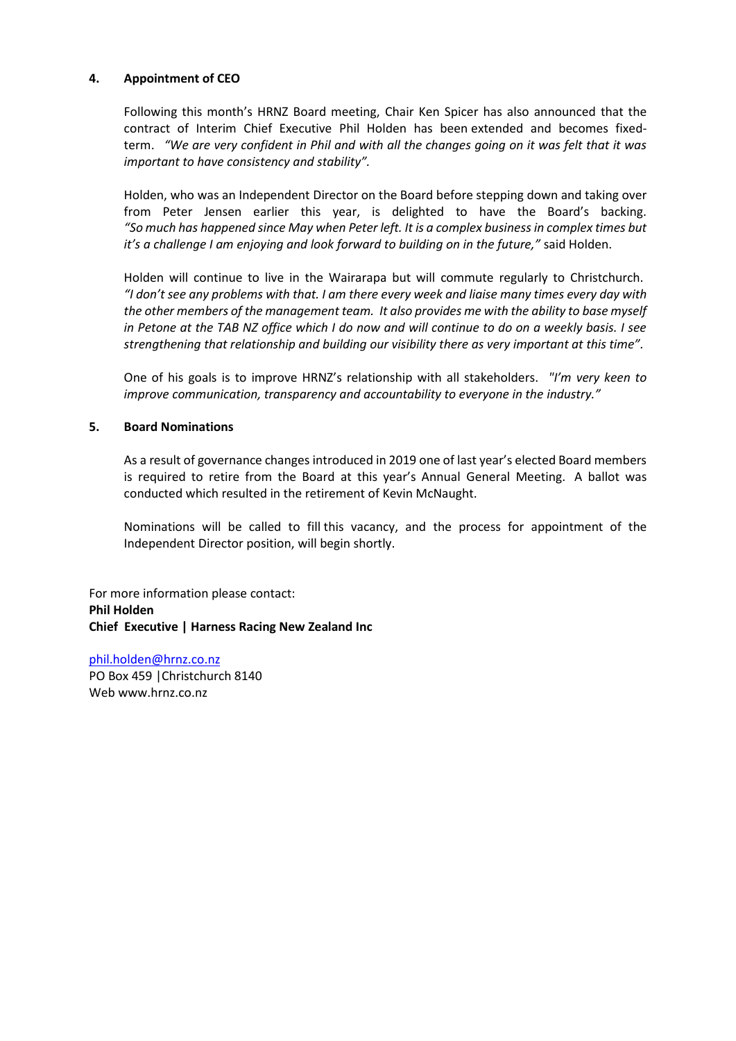## 4. Appointment of CEO

Following this month's HRNZ Board meeting, Chair Ken Spicer has also announced that the contract of Interim Chief Executive Phil Holden has been extended and becomes fixed-term. *"We are very confident in Phil and with all the changes going on it was felt that it was important to have consistency and stability".*

Holden, who was an Independent Director on the Board before stepping down and taking over from Peter Jensen earlier this year, is delighted to have the Board's backing. *"So much has happened since May when Peter left. It is a complex business in complex times but it's a challenge I am enjoying and look forward to building on in the future,"* said Holden.

Holden will continue to live in the Wairarapa but will commute regularly to Christchurch. *"I don't see any problems with that. I am there every week and liaise many times every day with the other members of the management team. It also provides me with the ability to base myself in Petone at the TAB NZ office which I do now and will continue to do on a weekly basis. I see strengthening that relationship and building our visibility there as very important at this time".*

One of his goals is to improve HRNZ's relationship with all stakeholders. *"I'm very keen to improve communication, transparency and accountability to everyone in the industry."*

## 5. Board Nominations

As a result of governance changes introduced in 2019 one of last year's elected Board members is required to retire from the Board at this year's Annual General Meeting. A ballot was conducted which resulted in the retirement of Kevin McNaught.

Nominations will be called to fill this vacancy, and the process for appointment of the Independent Director position, will begin shortly.

For more information please contact:
**Phil Holden**
**Chief Executive | Harness Racing New Zealand Inc**

phil.holden@hrnz.co.nz
PO Box 459 | Christchurch 8140
Web www.hrnz.co.nz